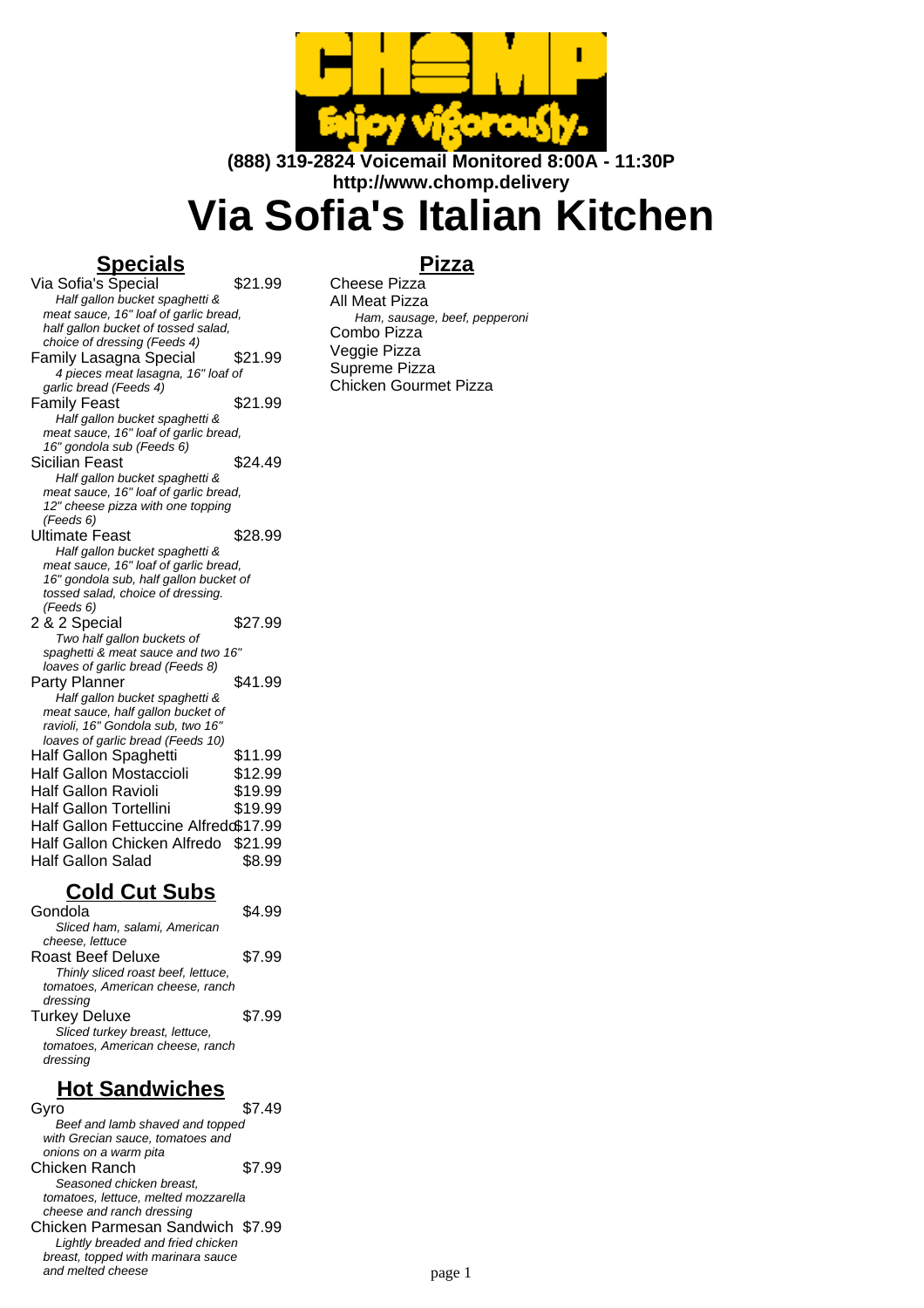**(888) 319-2824 Voicemail Monitored 8:00A - 11:30P**
**http://www.chomp.delivery**

# Via Sofia's Italian Kitchen

## Specials

Via Sofia's Special $21.99
*Half gallon bucket spaghetti & meat sauce, 16" loaf of garlic bread, half gallon bucket of tossed salad, choice of dressing (Feeds 4)*

Family Lasagna Special $21.99
*4 pieces meat lasagna, 16" loaf of garlic bread (Feeds 4)*

Family Feast $21.99
*Half gallon bucket spaghetti & meat sauce, 16" loaf of garlic bread, 16" gondola sub (Feeds 6)*

Sicilian Feast $24.49
*Half gallon bucket spaghetti & meat sauce, 16" loaf of garlic bread, 12" cheese pizza with one topping (Feeds 6)*

Ultimate Feast $28.99
*Half gallon bucket spaghetti & meat sauce, 16" loaf of garlic bread, 16" gondola sub, half gallon bucket of tossed salad, choice of dressing. (Feeds 6)*

2 & 2 Special $27.99
*Two half gallon buckets of spaghetti & meat sauce and two 16" loaves of garlic bread (Feeds 8)*

Party Planner $41.99
*Half gallon bucket spaghetti & meat sauce, half gallon bucket of ravioli, 16" Gondola sub, two 16" loaves of garlic bread (Feeds 10)*

Half Gallon Spaghetti $11.99

Half Gallon Mostaccioli $12.99

Half Gallon Ravioli $19.99

Half Gallon Tortellini $19.99

Half Gallon Fettuccine Alfredo $17.99

Half Gallon Chicken Alfredo $21.99

Half Gallon Salad $8.99

## Cold Cut Subs

Gondola $4.99
*Sliced ham, salami, American cheese, lettuce*

Roast Beef Deluxe $7.99
*Thinly sliced roast beef, lettuce, tomatoes, American cheese, ranch dressing*

Turkey Deluxe $7.99
*Sliced turkey breast, lettuce, tomatoes, American cheese, ranch dressing*

## Hot Sandwiches

Gyro $7.49
*Beef and lamb shaved and topped with Grecian sauce, tomatoes and onions on a warm pita*

Chicken Ranch $7.99
*Seasoned chicken breast, tomatoes, lettuce, melted mozzarella cheese and ranch dressing*

Chicken Parmesan Sandwich $7.99
*Lightly breaded and fried chicken breast, topped with marinara sauce and melted cheese*

## Pizza

Cheese Pizza

All Meat Pizza
*Ham, sausage, beef, pepperoni*

Combo Pizza

Veggie Pizza

Supreme Pizza

Chicken Gourmet Pizza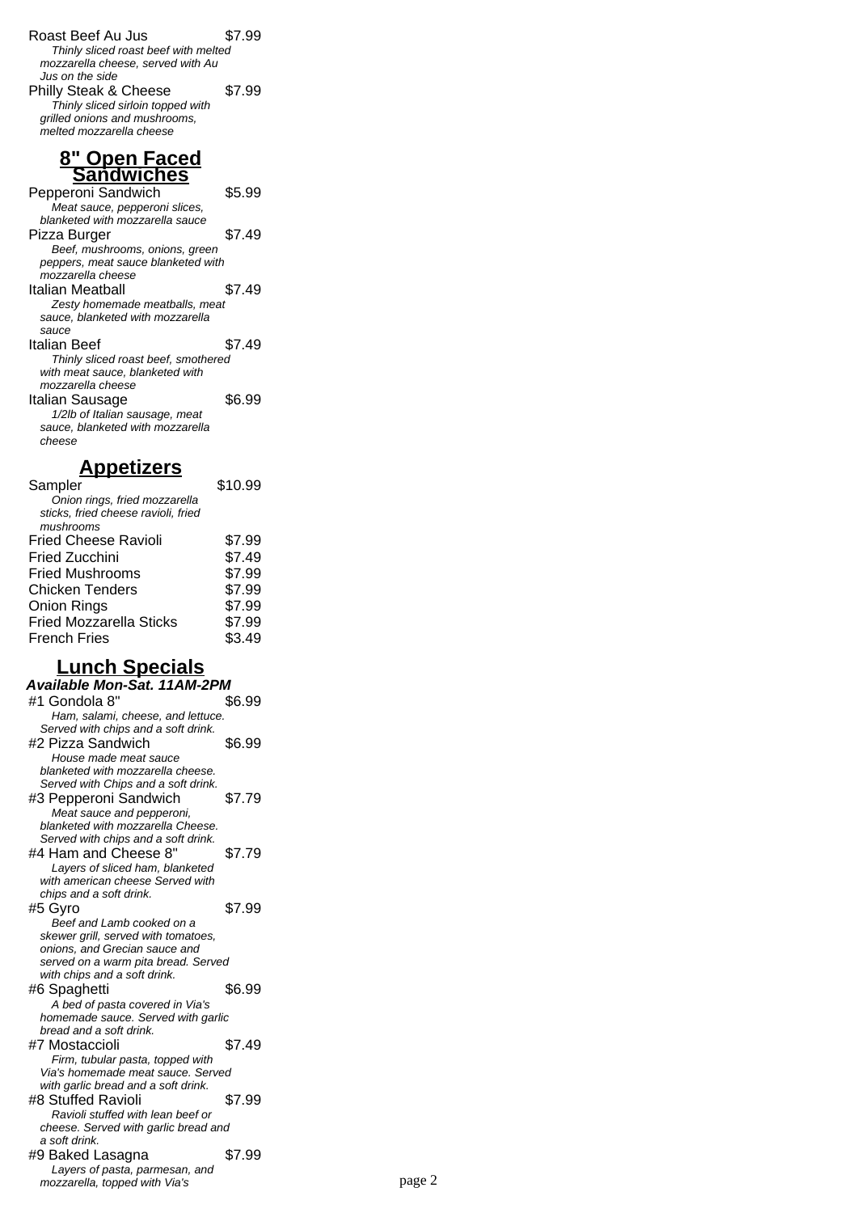Roast Beef Au Jus $7.99

*Thinly sliced roast beef with melted mozzarella cheese, served with Au Jus on the side*

Philly Steak & Cheese $7.99

*Thinly sliced sirloin topped with grilled onions and mushrooms, melted mozzarella cheese*

## 8" Open Faced Sandwiches

Pepperoni Sandwich $5.99

*Meat sauce, pepperoni slices, blanketed with mozzarella sauce*

Pizza Burger $7.49

*Beef, mushrooms, onions, green peppers, meat sauce blanketed with mozzarella cheese*

Italian Meatball $7.49

*Zesty homemade meatballs, meat sauce, blanketed with mozzarella sauce*

Italian Beef $7.49

*Thinly sliced roast beef, smothered with meat sauce, blanketed with mozzarella cheese*

Italian Sausage $6.99

*1/2lb of Italian sausage, meat sauce, blanketed with mozzarella cheese*

## Appetizers

Sampler $10.99

*Onion rings, fried mozzarella sticks, fried cheese ravioli, fried mushrooms*

| | |
|---|---|
| Fried Cheese Ravioli | $7.99 |
| Fried Zucchini | $7.49 |
| Fried Mushrooms | $7.99 |
| Chicken Tenders | $7.99 |
| Onion Rings | $7.99 |
| Fried Mozzarella Sticks | $7.99 |
| French Fries | $3.49 |

## Lunch Specials

***Available Mon-Sat. 11AM-2PM***

#1 Gondola 8" $6.99

*Ham, salami, cheese, and lettuce. Served with chips and a soft drink.*

#2 Pizza Sandwich $6.99

*House made meat sauce blanketed with mozzarella cheese. Served with Chips and a soft drink.*

#3 Pepperoni Sandwich $7.79

*Meat sauce and pepperoni, blanketed with mozzarella Cheese. Served with chips and a soft drink.*

#4 Ham and Cheese 8" $7.79

*Layers of sliced ham, blanketed with american cheese Served with chips and a soft drink.*

#5 Gyro $7.99

*Beef and Lamb cooked on a skewer grill, served with tomatoes, onions, and Grecian sauce and served on a warm pita bread. Served with chips and a soft drink.*

#6 Spaghetti $6.99

*A bed of pasta covered in Via's homemade sauce. Served with garlic bread and a soft drink.*

#7 Mostaccioli $7.49

*Firm, tubular pasta, topped with Via's homemade meat sauce. Served with garlic bread and a soft drink.*

#8 Stuffed Ravioli $7.99

*Ravioli stuffed with lean beef or cheese. Served with garlic bread and a soft drink.*

#9 Baked Lasagna $7.99

*Layers of pasta, parmesan, and mozzarella, topped with Via's*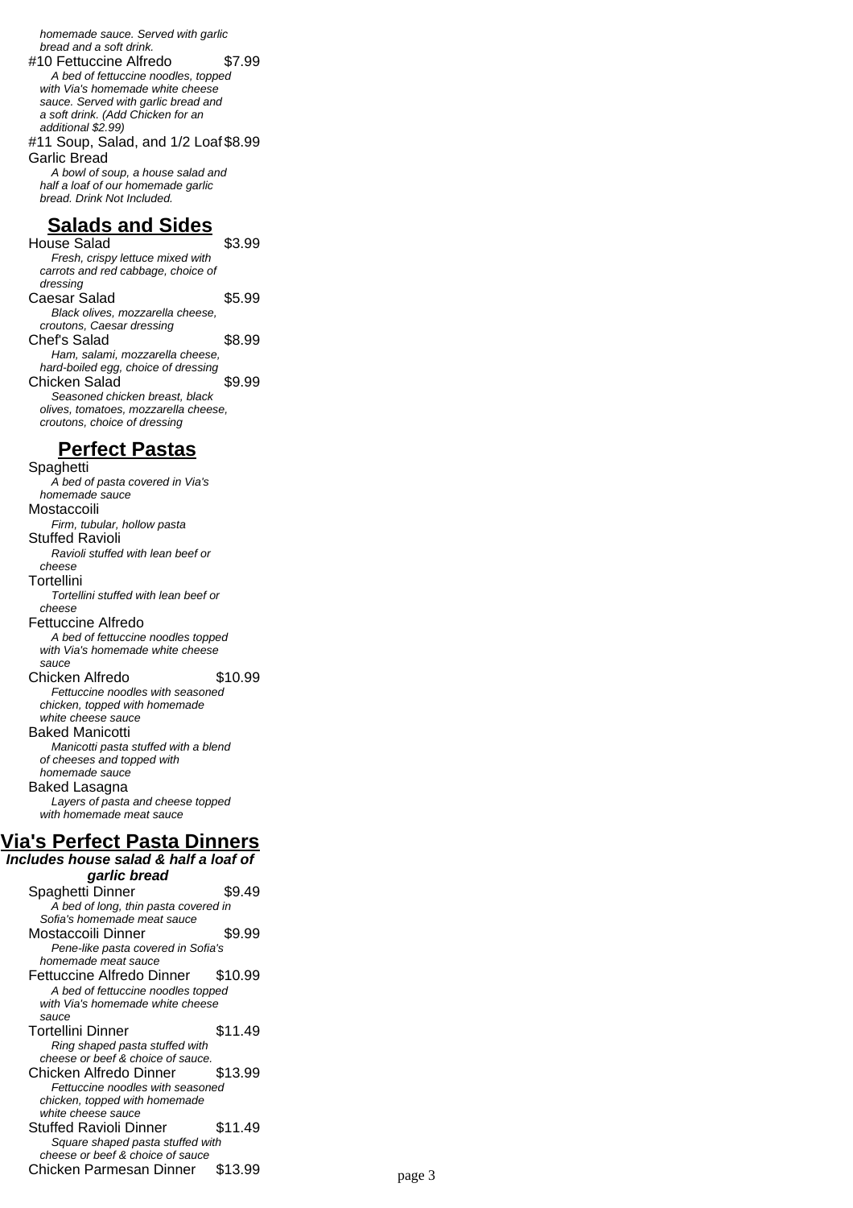homemade sauce. Served with garlic bread and a soft drink.

#10 Fettuccine Alfredo $7.99

*A bed of fettuccine noodles, topped with Via's homemade white cheese sauce. Served with garlic bread and a soft drink. (Add Chicken for an additional $2.99)*

#11 Soup, Salad, and 1/2 Loaf Garlic Bread $8.99

*A bowl of soup, a house salad and half a loaf of our homemade garlic bread. Drink Not Included.*

## Salads and Sides

House Salad $3.99

*Fresh, crispy lettuce mixed with carrots and red cabbage, choice of dressing*

Caesar Salad $5.99

*Black olives, mozzarella cheese, croutons, Caesar dressing*

Chef's Salad $8.99

*Ham, salami, mozzarella cheese, hard-boiled egg, choice of dressing*

Chicken Salad $9.99

*Seasoned chicken breast, black olives, tomatoes, mozzarella cheese, croutons, choice of dressing*

## Perfect Pastas

Spaghetti

*A bed of pasta covered in Via's homemade sauce*

Mostaccoili

*Firm, tubular, hollow pasta*

Stuffed Ravioli

*Ravioli stuffed with lean beef or cheese*

Tortellini

*Tortellini stuffed with lean beef or cheese*

Fettuccine Alfredo

*A bed of fettuccine noodles topped with Via's homemade white cheese sauce*

Chicken Alfredo $10.99

*Fettuccine noodles with seasoned chicken, topped with homemade white cheese sauce*

Baked Manicotti

*Manicotti pasta stuffed with a blend of cheeses and topped with homemade sauce*

Baked Lasagna

*Layers of pasta and cheese topped with homemade meat sauce*

## Via's Perfect Pasta Dinners

***Includes house salad & half a loaf of garlic bread***

Spaghetti Dinner $9.49

*A bed of long, thin pasta covered in Sofia's homemade meat sauce*

Mostaccoili Dinner $9.99

*Pene-like pasta covered in Sofia's homemade meat sauce*

Fettuccine Alfredo Dinner $10.99

*A bed of fettuccine noodles topped with Via's homemade white cheese sauce*

Tortellini Dinner $11.49

*Ring shaped pasta stuffed with cheese or beef & choice of sauce.*

Chicken Alfredo Dinner $13.99

*Fettuccine noodles with seasoned chicken, topped with homemade white cheese sauce*

Stuffed Ravioli Dinner $11.49

*Square shaped pasta stuffed with cheese or beef & choice of sauce*

Chicken Parmesan Dinner $13.99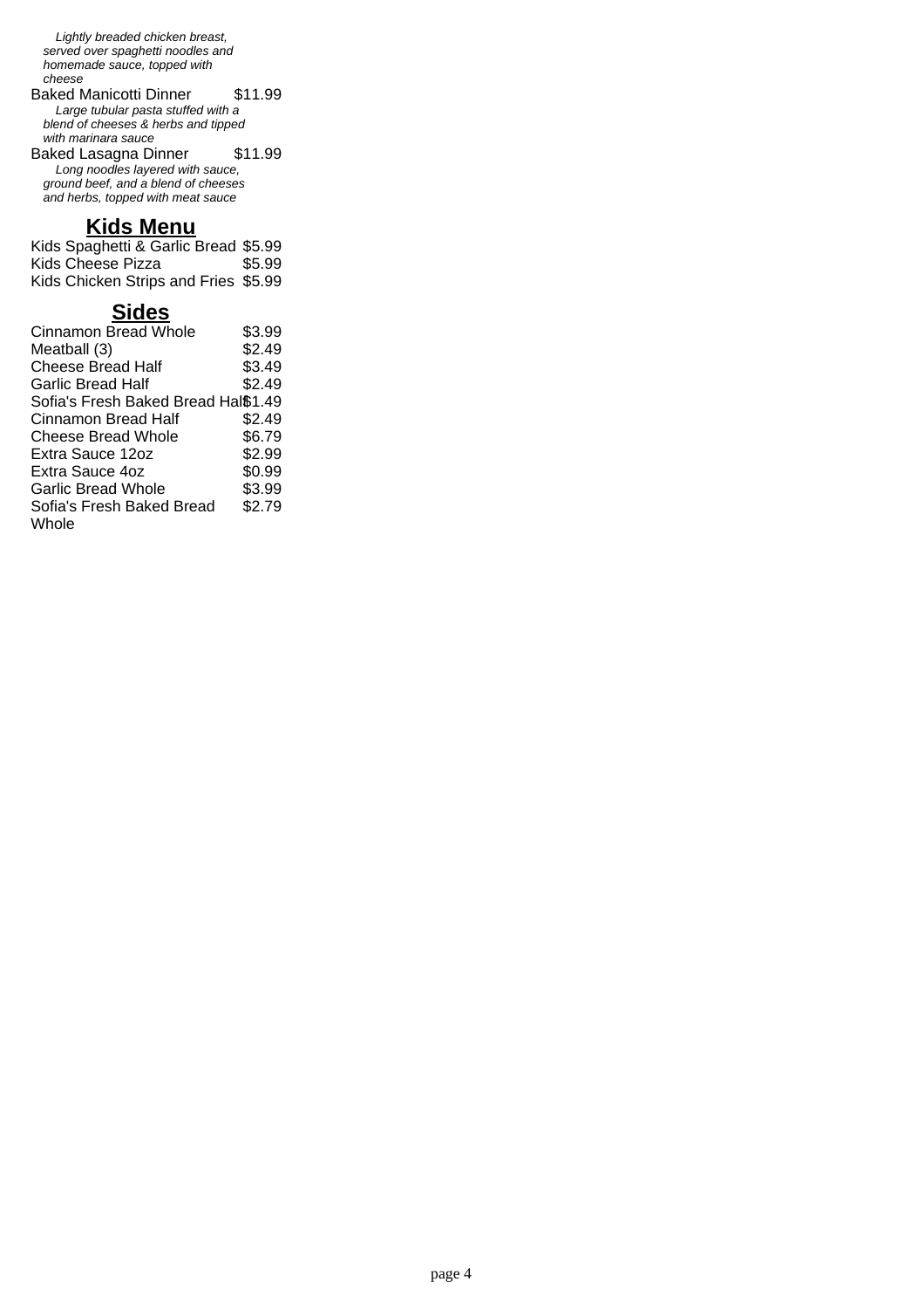*Lightly breaded chicken breast, served over spaghetti noodles and homemade sauce, topped with cheese*

Baked Manicotti Dinner $11.99

*Large tubular pasta stuffed with a blend of cheeses & herbs and tipped with marinara sauce*

Baked Lasagna Dinner $11.99

*Long noodles layered with sauce, ground beef, and a blend of cheeses and herbs, topped with meat sauce*

## Kids Menu

| | |
|---|---|
| Kids Spaghetti & Garlic Bread | $5.99 |
| Kids Cheese Pizza | $5.99 |
| Kids Chicken Strips and Fries | $5.99 |

## Sides

| | |
|---|---|
| Cinnamon Bread Whole | $3.99 |
| Meatball (3) | $2.49 |
| Cheese Bread Half | $3.49 |
| Garlic Bread Half | $2.49 |
| Sofia's Fresh Baked Bread Half | $1.49 |
| Cinnamon Bread Half | $2.49 |
| Cheese Bread Whole | $6.79 |
| Extra Sauce 12oz | $2.99 |
| Extra Sauce 4oz | $0.99 |
| Garlic Bread Whole | $3.99 |
| Sofia's Fresh Baked Bread Whole | $2.79 |